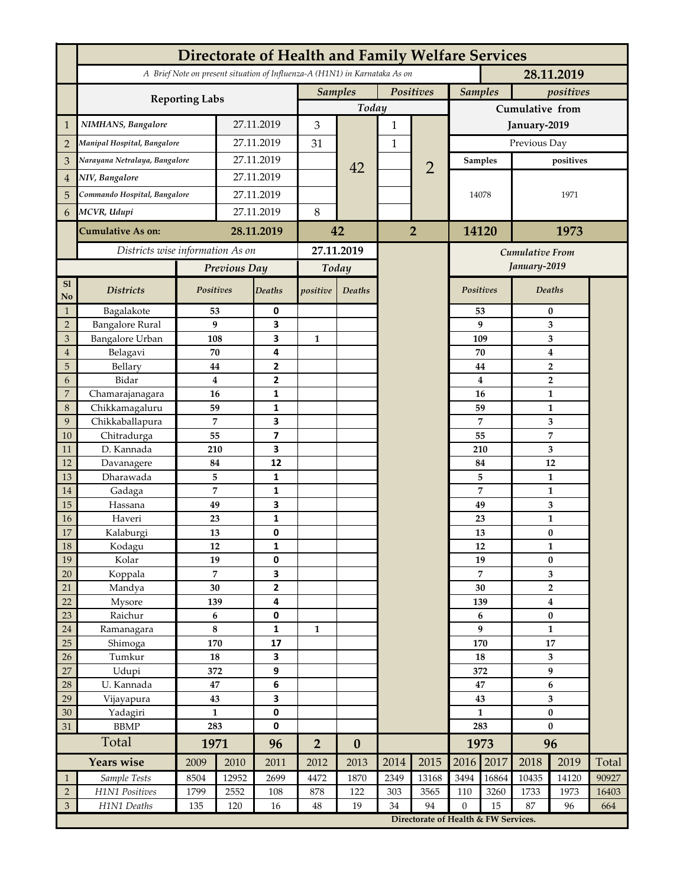# Directorate of Health and Family Welfare Services

*A Brief Note on present situation of Influenza-A (H1N1) in Karnataka As on* **28.11.2019**

| | Reporting Labs | | Samples (Today) | | Positives (Today) | | Samples (Cumulative from January-2019, Previous Day) | positives (Cumulative from January-2019, Previous Day) |
|---|---|---|---|---|---|---|---|---|
| 1 | *NIMHANS, Bangalore* | 27.11.2019 | 3 | 42 | 1 | 2 | 14078 | 1971 |
| 2 | *Manipal Hospital, Bangalore* | 27.11.2019 | 31 | | 1 | | | |
| 3 | *Narayana Netralaya, Bangalore* | 27.11.2019 | | | | | | |
| 4 | *NIV, Bangalore* | 27.11.2019 | | | | | | |
| 5 | *Commando Hospital, Bangalore* | 27.11.2019 | | | | | | |
| 6 | *MCVR, Udupi* | 27.11.2019 | 8 | | | | | |
| | **Cumulative As on:** | **28.11.2019** | **42** | | **2** | | **14120** | **1973** |

*Districts wise information As on* **27.11.2019**

| Sl No | Districts | Previous Day Positives | Previous Day Deaths | Today positive | Today Deaths | Cumulative From January-2019 Positives | Cumulative From January-2019 Deaths |
|---|---|---|---|---|---|---|---|
| 1 | Bagalakote | 53 | 0 | | | 53 | 0 |
| 2 | Bangalore Rural | 9 | 3 | | | 9 | 3 |
| 3 | Bangalore Urban | 108 | 3 | 1 | | 109 | 3 |
| 4 | Belagavi | 70 | 4 | | | 70 | 4 |
| 5 | Bellary | 44 | 2 | | | 44 | 2 |
| 6 | Bidar | 4 | 2 | | | 4 | 2 |
| 7 | Chamarajanagara | 16 | 1 | | | 16 | 1 |
| 8 | Chikkamagaluru | 59 | 1 | | | 59 | 1 |
| 9 | Chikkaballapura | 7 | 3 | | | 7 | 3 |
| 10 | Chitradurga | 55 | 7 | | | 55 | 7 |
| 11 | D. Kannada | 210 | 3 | | | 210 | 3 |
| 12 | Davanagere | 84 | 12 | | | 84 | 12 |
| 13 | Dharawada | 5 | 1 | | | 5 | 1 |
| 14 | Gadaga | 7 | 1 | | | 7 | 1 |
| 15 | Hassana | 49 | 3 | | | 49 | 3 |
| 16 | Haveri | 23 | 1 | | | 23 | 1 |
| 17 | Kalaburgi | 13 | 0 | | | 13 | 0 |
| 18 | Kodagu | 12 | 1 | | | 12 | 1 |
| 19 | Kolar | 19 | 0 | | | 19 | 0 |
| 20 | Koppala | 7 | 3 | | | 7 | 3 |
| 21 | Mandya | 30 | 2 | | | 30 | 2 |
| 22 | Mysore | 139 | 4 | | | 139 | 4 |
| 23 | Raichur | 6 | 0 | | | 6 | 0 |
| 24 | Ramanagara | 8 | 1 | 1 | | 9 | 1 |
| 25 | Shimoga | 170 | 17 | | | 170 | 17 |
| 26 | Tumkur | 18 | 3 | | | 18 | 3 |
| 27 | Udupi | 372 | 9 | | | 372 | 9 |
| 28 | U. Kannada | 47 | 6 | | | 47 | 6 |
| 29 | Vijayapura | 43 | 3 | | | 43 | 3 |
| 30 | Yadagiri | 1 | 0 | | | 1 | 0 |
| 31 | BBMP | 283 | 0 | | | 283 | 0 |
| | **Total** | **1971** | **96** | **2** | **0** | **1973** | **96** |

| | Years wise | 2009 | 2010 | 2011 | 2012 | 2013 | 2014 | 2015 | 2016 | 2017 | 2018 | 2019 | Total |
|---|---|---|---|---|---|---|---|---|---|---|---|---|---|
| 1 | *Sample Tests* | 8504 | 12952 | 2699 | 4472 | 1870 | 2349 | 13168 | 3494 | 16864 | 10435 | 14120 | 90927 |
| 2 | *H1N1 Positives* | 1799 | 2552 | 108 | 878 | 122 | 303 | 3565 | 110 | 3260 | 1733 | 1973 | 16403 |
| 3 | *H1N1 Deaths* | 135 | 120 | 16 | 48 | 19 | 34 | 94 | 0 | 15 | 87 | 96 | 664 |

**Directorate of Health & FW Services.**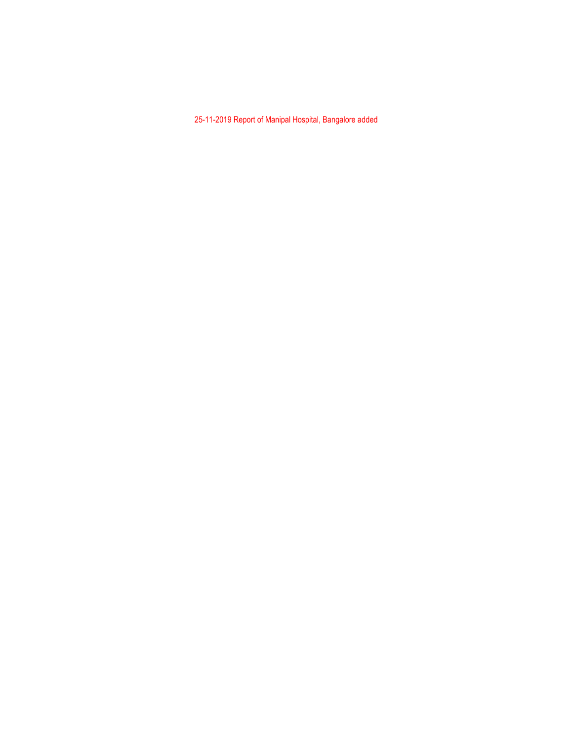25-11-2019 Report of Manipal Hospital, Bangalore added